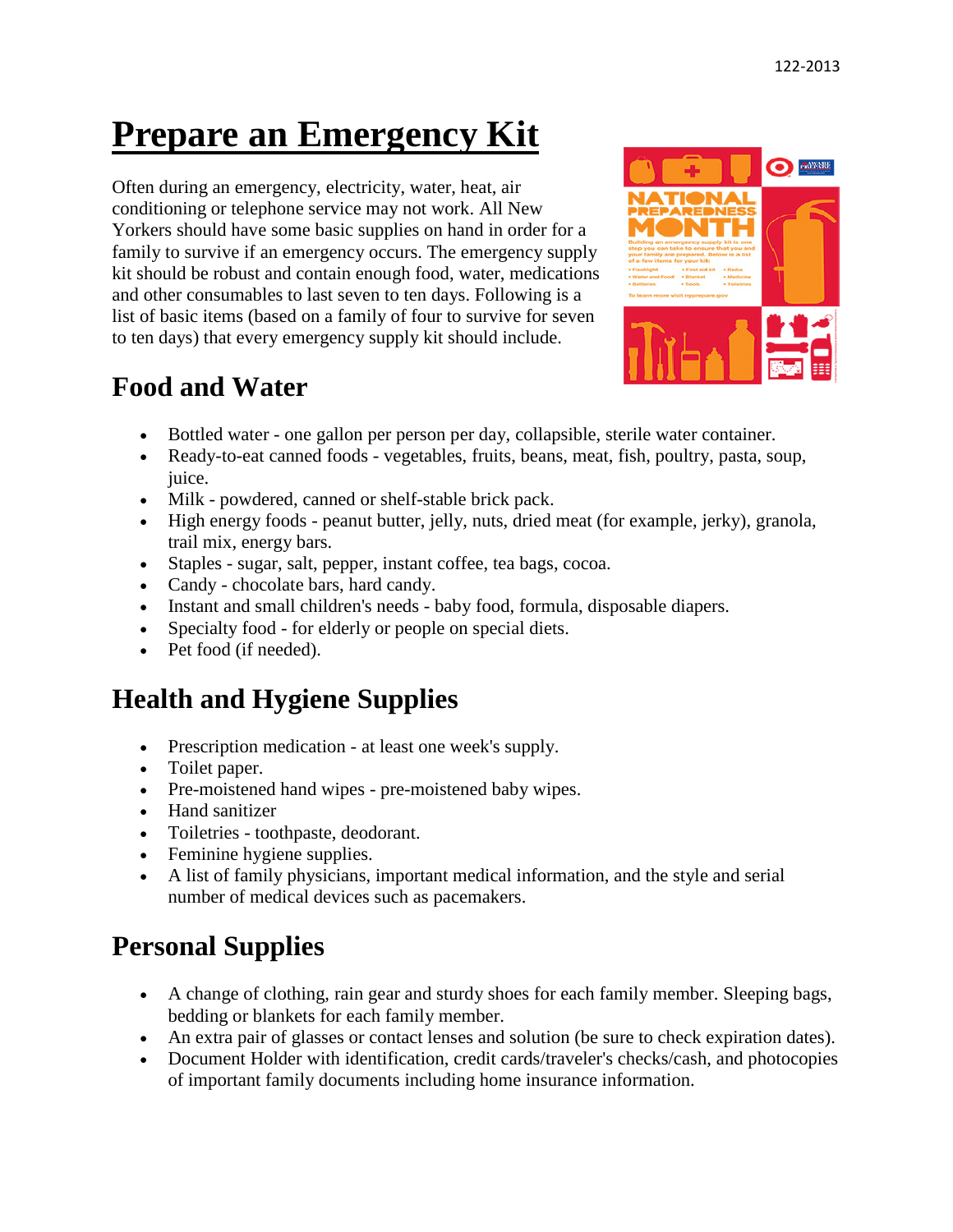# Prepare an Emergency Kit

Often during an emergency, electricity, water, heat, air conditioning or telephone service may not work. All New Yorkers should have some basic supplies on hand in order for a family to survive if an emergency occurs. The emergency supply kit should be robust and contain enough food, water, medications and other consumables to last seven to ten days. Following is a list of basic items (based on a family of four to survive for seven to ten days) that every emergency supply kit should include.

## Food and Water

- Bottled water - one gallon per person per day, collapsible, sterile water container.
- Ready-to-eat canned foods - vegetables, fruits, beans, meat, fish, poultry, pasta, soup, juice.
- Milk - powdered, canned or shelf-stable brick pack.
- High energy foods - peanut butter, jelly, nuts, dried meat (for example, jerky), granola, trail mix, energy bars.
- Staples - sugar, salt, pepper, instant coffee, tea bags, cocoa.
- Candy - chocolate bars, hard candy.
- Instant and small children's needs - baby food, formula, disposable diapers.
- Specialty food - for elderly or people on special diets.
- Pet food (if needed).

## Health and Hygiene Supplies

- Prescription medication - at least one week's supply.
- Toilet paper.
- Pre-moistened hand wipes - pre-moistened baby wipes.
- Hand sanitizer
- Toiletries - toothpaste, deodorant.
- Feminine hygiene supplies.
- A list of family physicians, important medical information, and the style and serial number of medical devices such as pacemakers.

## Personal Supplies

- A change of clothing, rain gear and sturdy shoes for each family member. Sleeping bags, bedding or blankets for each family member.
- An extra pair of glasses or contact lenses and solution (be sure to check expiration dates).
- Document Holder with identification, credit cards/traveler's checks/cash, and photocopies of important family documents including home insurance information.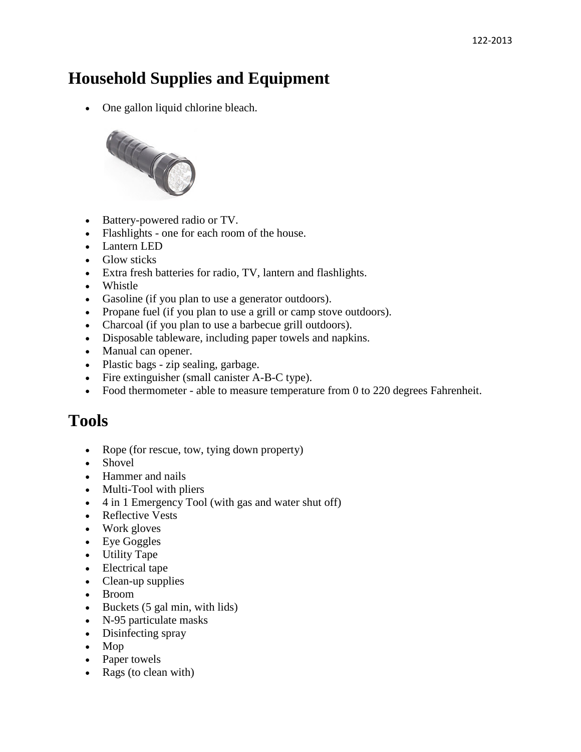## Household Supplies and Equipment

- One gallon liquid chlorine bleach.
- Battery-powered radio or TV.
- Flashlights - one for each room of the house.
- Lantern LED
- Glow sticks
- Extra fresh batteries for radio, TV, lantern and flashlights.
- Whistle
- Gasoline (if you plan to use a generator outdoors).
- Propane fuel (if you plan to use a grill or camp stove outdoors).
- Charcoal (if you plan to use a barbecue grill outdoors).
- Disposable tableware, including paper towels and napkins.
- Manual can opener.
- Plastic bags - zip sealing, garbage.
- Fire extinguisher (small canister A-B-C type).
- Food thermometer - able to measure temperature from 0 to 220 degrees Fahrenheit.

## Tools

- Rope (for rescue, tow, tying down property)
- Shovel
- Hammer and nails
- Multi-Tool with pliers
- 4 in 1 Emergency Tool (with gas and water shut off)
- Reflective Vests
- Work gloves
- Eye Goggles
- Utility Tape
- Electrical tape
- Clean-up supplies
- Broom
- Buckets (5 gal min, with lids)
- N-95 particulate masks
- Disinfecting spray
- Mop
- Paper towels
- Rags (to clean with)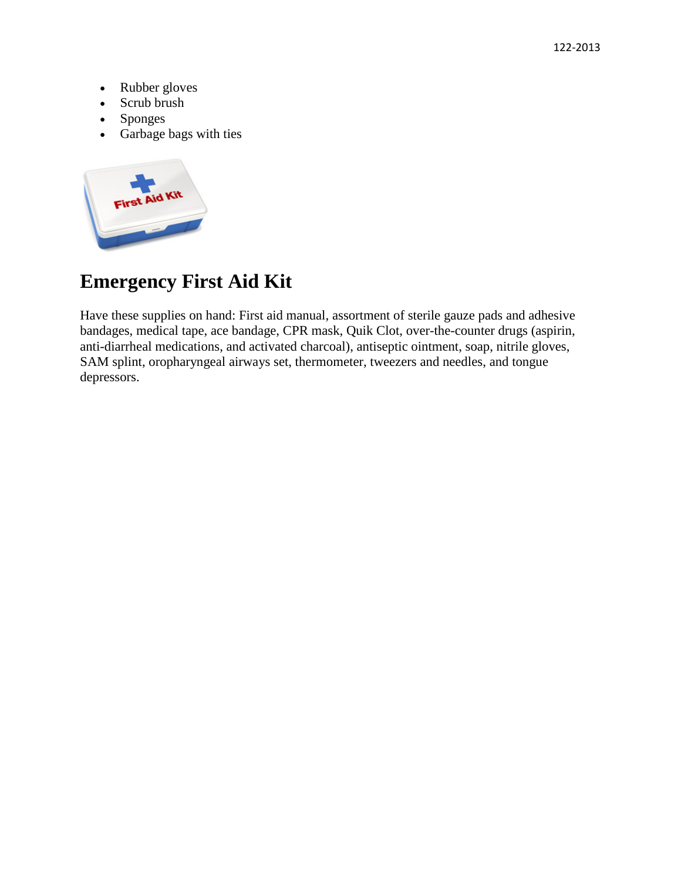- Rubber gloves
- Scrub brush
- Sponges
- Garbage bags with ties

## Emergency First Aid Kit

Have these supplies on hand: First aid manual, assortment of sterile gauze pads and adhesive bandages, medical tape, ace bandage, CPR mask, Quik Clot, over-the-counter drugs (aspirin, anti-diarrheal medications, and activated charcoal), antiseptic ointment, soap, nitrile gloves, SAM splint, oropharyngeal airways set, thermometer, tweezers and needles, and tongue depressors.